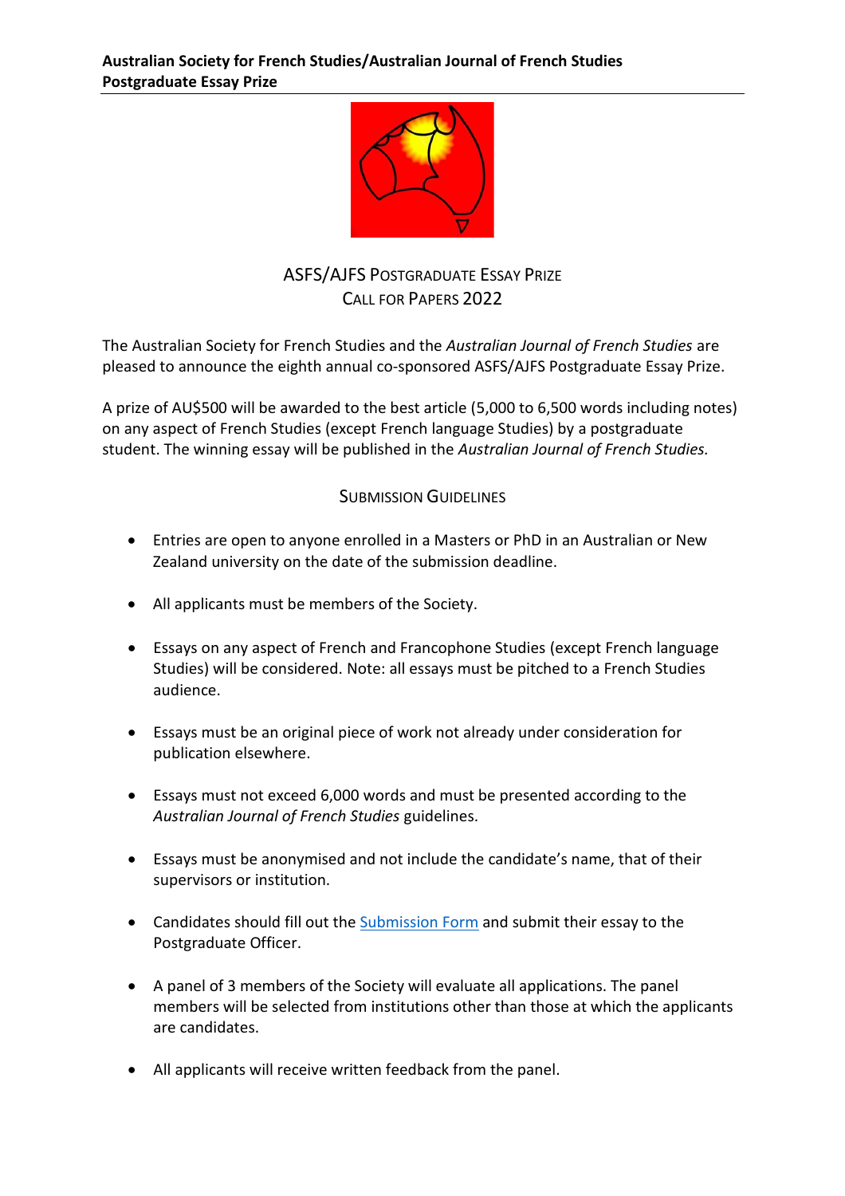**Australian Society for French Studies/Australian Journal of French Studies Postgraduate Essay Prize**

# ASFS/AJFS Postgraduate Essay Prize
## Call for Papers 2022

The Australian Society for French Studies and the *Australian Journal of French Studies* are pleased to announce the eighth annual co-sponsored ASFS/AJFS Postgraduate Essay Prize.

A prize of AU$500 will be awarded to the best article (5,000 to 6,500 words including notes) on any aspect of French Studies (except French language Studies) by a postgraduate student. The winning essay will be published in the *Australian Journal of French Studies.*

## Submission Guidelines

- Entries are open to anyone enrolled in a Masters or PhD in an Australian or New Zealand university on the date of the submission deadline.
- All applicants must be members of the Society.
- Essays on any aspect of French and Francophone Studies (except French language Studies) will be considered. Note: all essays must be pitched to a French Studies audience.
- Essays must be an original piece of work not already under consideration for publication elsewhere.
- Essays must not exceed 6,000 words and must be presented according to the *Australian Journal of French Studies* guidelines.
- Essays must be anonymised and not include the candidate's name, that of their supervisors or institution.
- Candidates should fill out the Submission Form and submit their essay to the Postgraduate Officer.
- A panel of 3 members of the Society will evaluate all applications. The panel members will be selected from institutions other than those at which the applicants are candidates.
- All applicants will receive written feedback from the panel.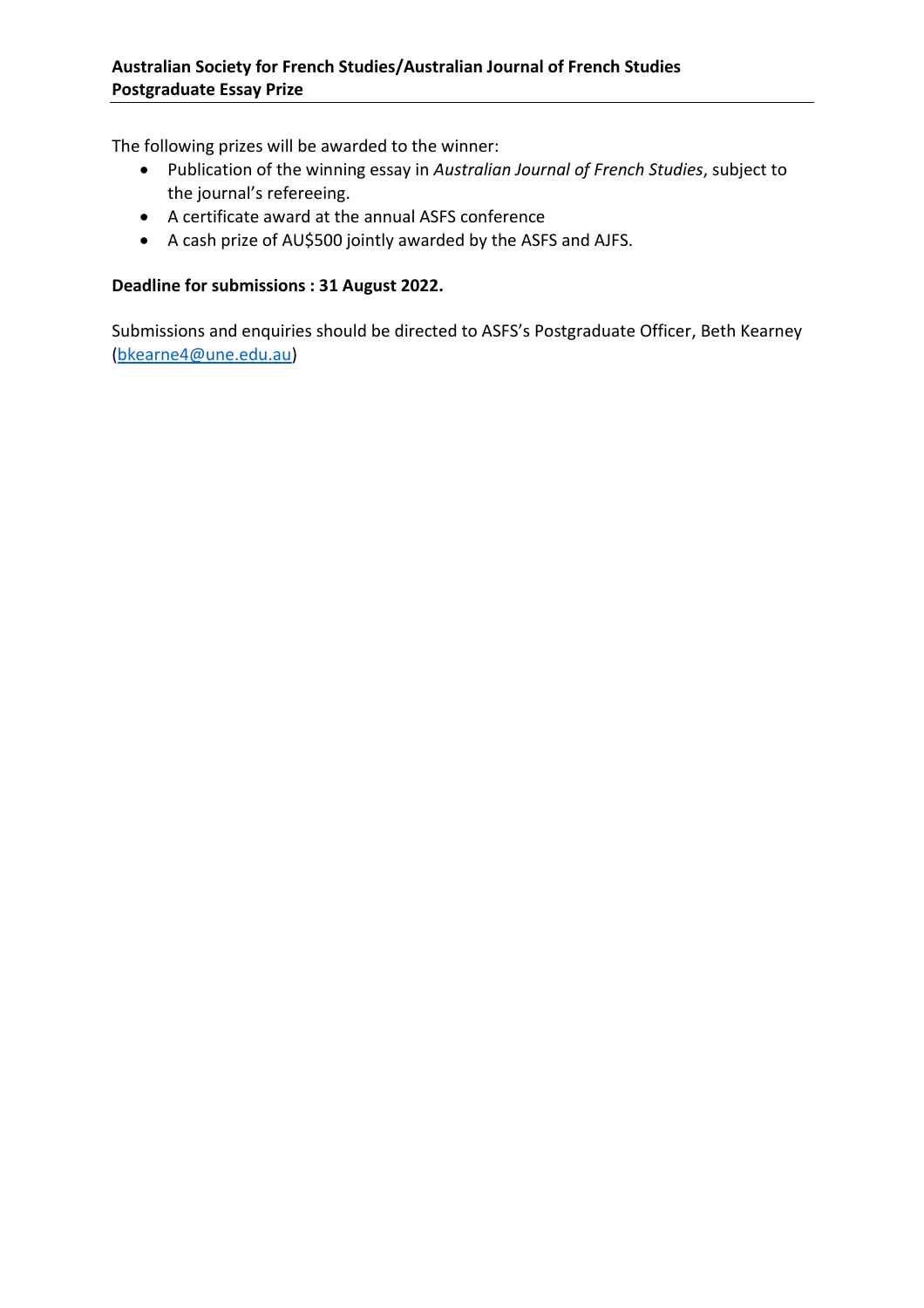The following prizes will be awarded to the winner:

- Publication of the winning essay in *Australian Journal of French Studies*, subject to the journal's refereeing.
- A certificate award at the annual ASFS conference
- A cash prize of AU$500 jointly awarded by the ASFS and AJFS.

**Deadline for submissions : 31 August 2022.**

Submissions and enquiries should be directed to ASFS's Postgraduate Officer, Beth Kearney (bkearne4@une.edu.au)